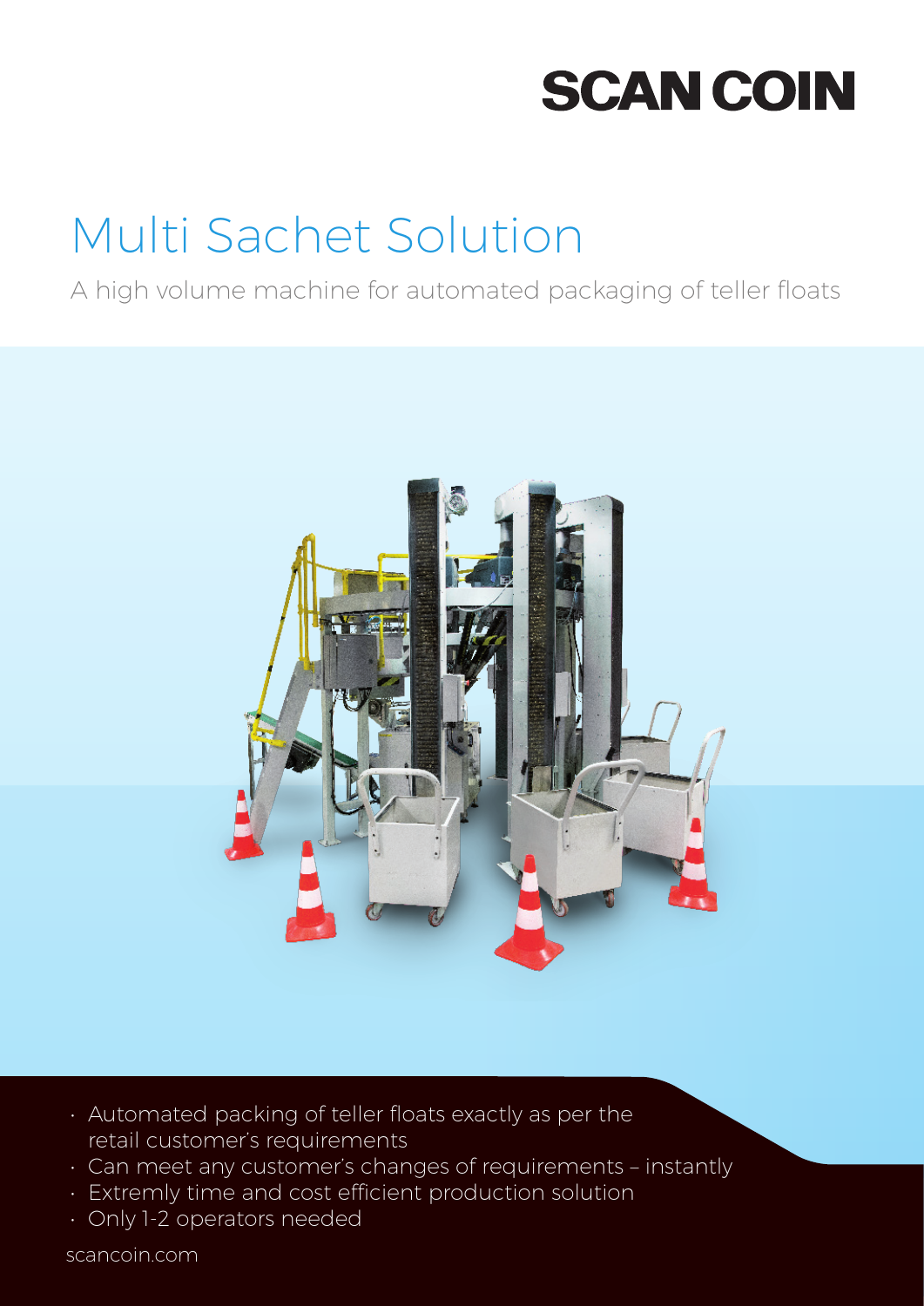SCAN COIN

# Multi Sachet Solution

A high volume machine for automated packaging of teller floats

- Automated packing of teller floats exactly as per the retail customer's requirements
- Can meet any customer's changes of requirements – instantly
- Extremly time and cost efficient production solution
- Only 1-2 operators needed

scancoin.com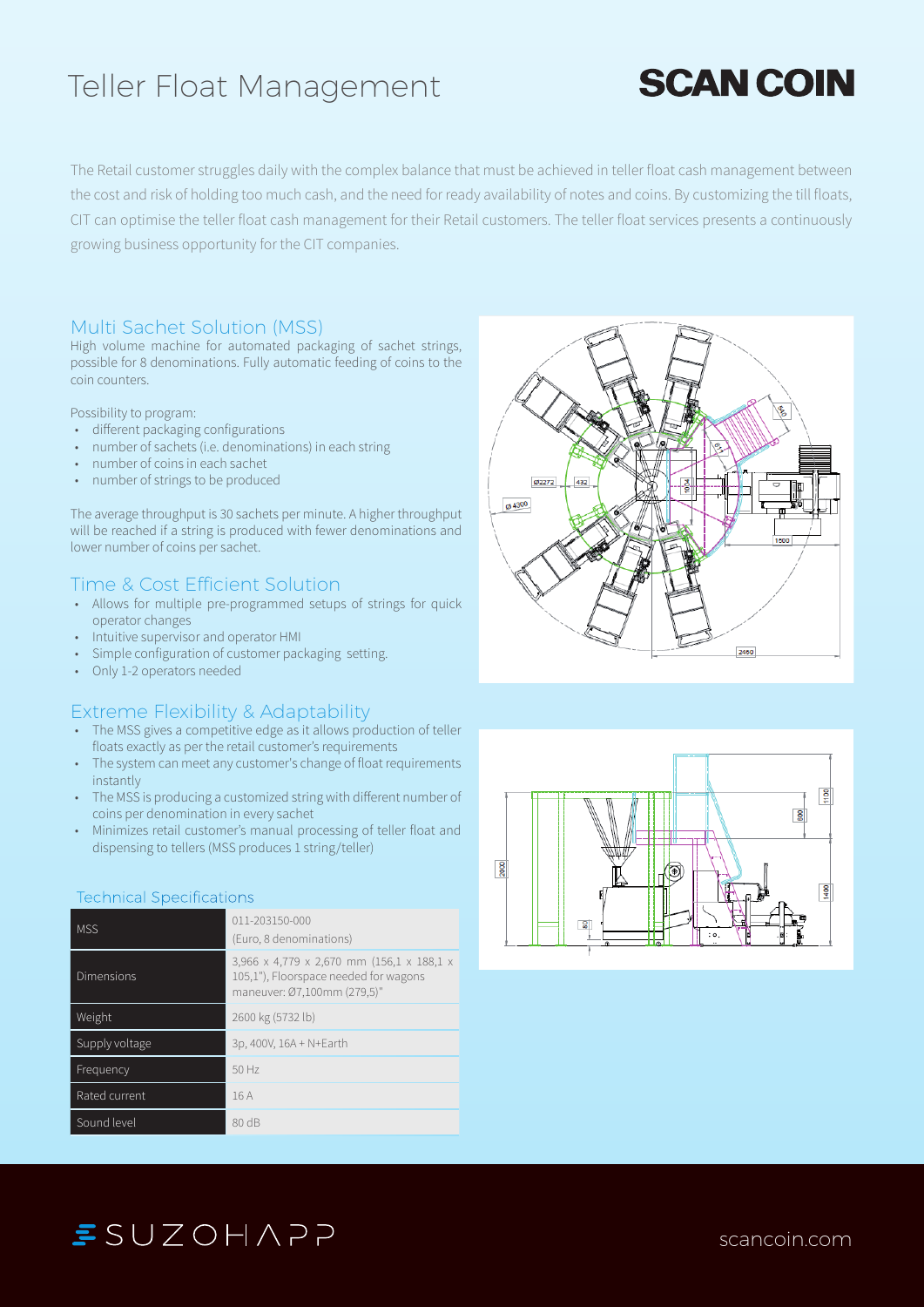# Teller Float Management

**SCAN COIN**

The Retail customer struggles daily with the complex balance that must be achieved in teller float cash management between the cost and risk of holding too much cash, and the need for ready availability of notes and coins. By customizing the till floats, CIT can optimise the teller float cash management for their Retail customers. The teller float services presents a continuously growing business opportunity for the CIT companies.

## Multi Sachet Solution (MSS)

High volume machine for automated packaging of sachet strings, possible for 8 denominations. Fully automatic feeding of coins to the coin counters.

Possibility to program:

- different packaging configurations
- number of sachets (i.e. denominations) in each string
- number of coins in each sachet
- number of strings to be produced

The average throughput is 30 sachets per minute. A higher throughput will be reached if a string is produced with fewer denominations and lower number of coins per sachet.

## Time & Cost Efficient Solution

- Allows for multiple pre-programmed setups of strings for quick operator changes
- Intuitive supervisor and operator HMI
- Simple configuration of customer packaging setting.
- Only 1-2 operators needed

## Extreme Flexibility & Adaptability

- The MSS gives a competitive edge as it allows production of teller floats exactly as per the retail customer's requirements
- The system can meet any customer's change of float requirements instantly
- The MSS is producing a customized string with different number of coins per denomination in every sachet
- Minimizes retail customer's manual processing of teller float and dispensing to tellers (MSS produces 1 string/teller)

Ø2272
432
Ø 4300
1004
611
540
1500
2460

2000
83
800
1100
1400

## Technical Specifications

| | |
|---|---|
| MSS | 011-203150-000 (Euro, 8 denominations) |
| Dimensions | 3,966 x 4,779 x 2,670 mm (156,1 x 188,1 x 105,1"), Floorspace needed for wagons maneuver: Ø7,100mm (279,5)" |
| Weight | 2600 kg (5732 lb) |
| Supply voltage | 3p, 400V, 16A + N+Earth |
| Frequency | 50 Hz |
| Rated current | 16 A |
| Sound level | 80 dB |

SUZOHAPP

scancoin.com